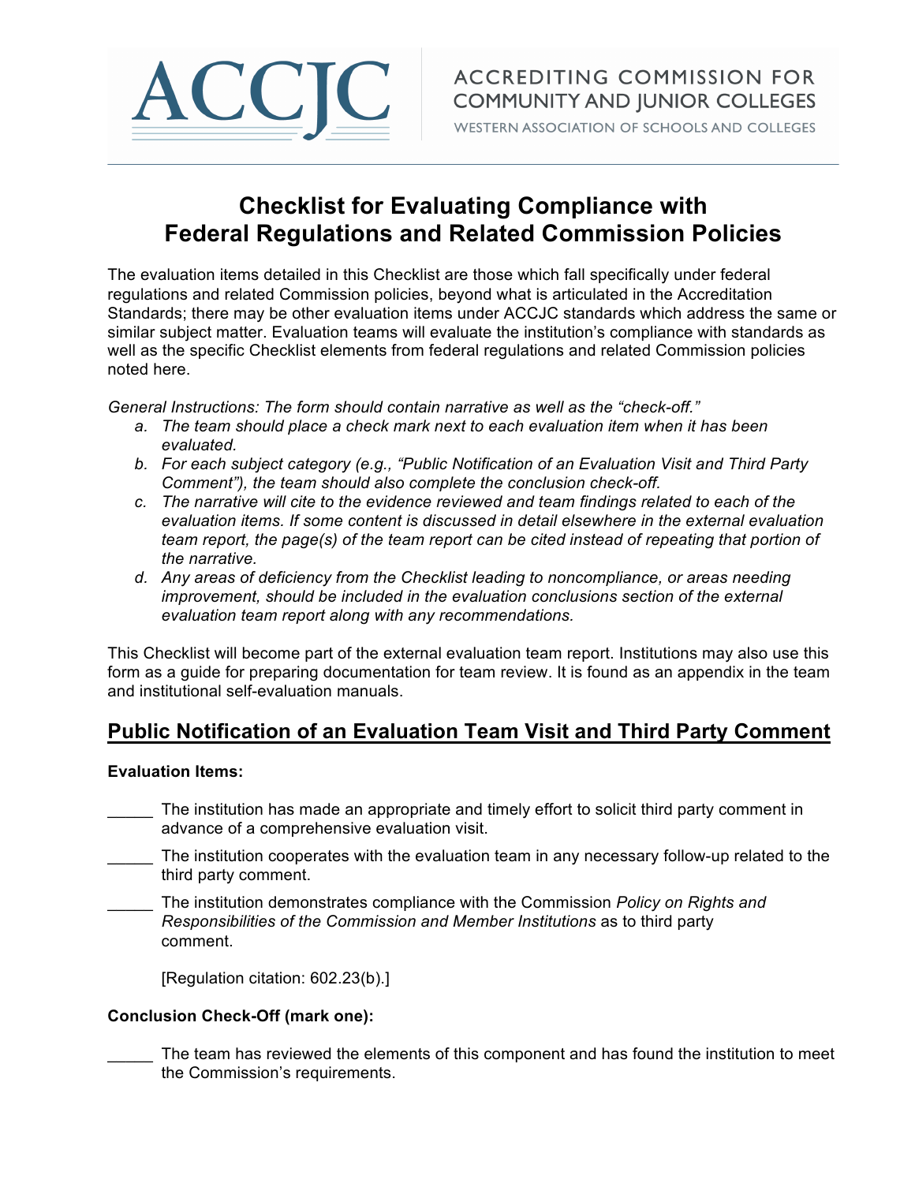ACCJC

ACCREDITING COMMISSION FOR COMMUNITY AND JUNIOR COLLEGES

WESTERN ASSOCIATION OF SCHOOLS AND COLLEGES

# Checklist for Evaluating Compliance with Federal Regulations and Related Commission Policies

The evaluation items detailed in this Checklist are those which fall specifically under federal regulations and related Commission policies, beyond what is articulated in the Accreditation Standards; there may be other evaluation items under ACCJC standards which address the same or similar subject matter. Evaluation teams will evaluate the institution's compliance with standards as well as the specific Checklist elements from federal regulations and related Commission policies noted here.

*General Instructions: The form should contain narrative as well as the "check-off."*

*a. The team should place a check mark next to each evaluation item when it has been evaluated.*

*b. For each subject category (e.g., "Public Notification of an Evaluation Visit and Third Party Comment"), the team should also complete the conclusion check-off.*

*c. The narrative will cite to the evidence reviewed and team findings related to each of the evaluation items. If some content is discussed in detail elsewhere in the external evaluation team report, the page(s) of the team report can be cited instead of repeating that portion of the narrative.*

*d. Any areas of deficiency from the Checklist leading to noncompliance, or areas needing improvement, should be included in the evaluation conclusions section of the external evaluation team report along with any recommendations.*

This Checklist will become part of the external evaluation team report. Institutions may also use this form as a guide for preparing documentation for team review. It is found as an appendix in the team and institutional self-evaluation manuals.

## Public Notification of an Evaluation Team Visit and Third Party Comment

**Evaluation Items:**

_____ The institution has made an appropriate and timely effort to solicit third party comment in advance of a comprehensive evaluation visit.

_____ The institution cooperates with the evaluation team in any necessary follow-up related to the third party comment.

_____ The institution demonstrates compliance with the Commission *Policy on Rights and Responsibilities of the Commission and Member Institutions* as to third party comment.

[Regulation citation: 602.23(b).]

**Conclusion Check-Off (mark one):**

_____ The team has reviewed the elements of this component and has found the institution to meet the Commission's requirements.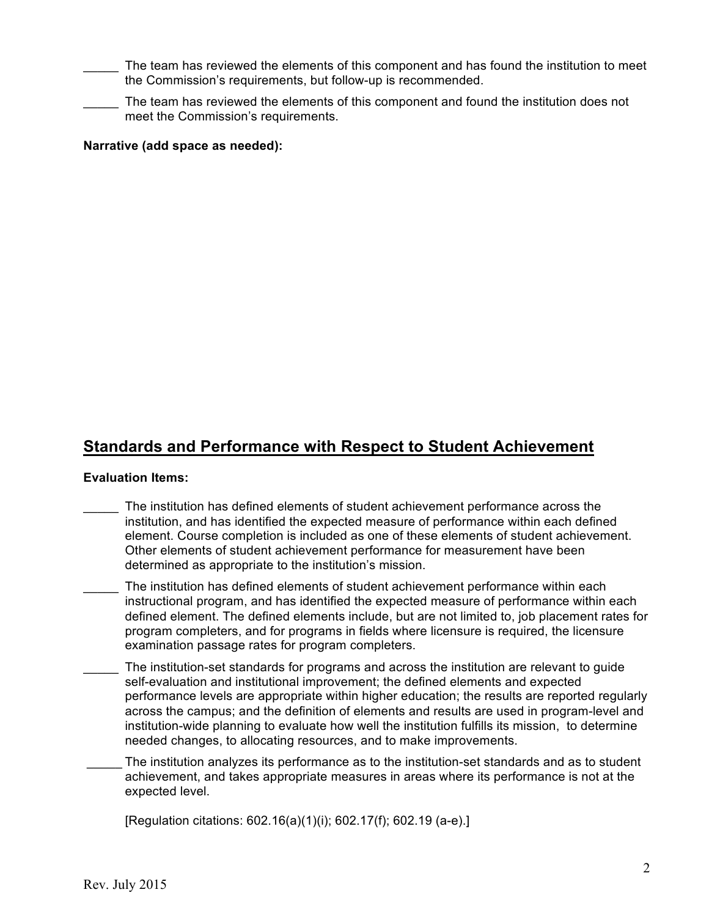_____ The team has reviewed the elements of this component and has found the institution to meet the Commission's requirements, but follow-up is recommended.

_____ The team has reviewed the elements of this component and found the institution does not meet the Commission's requirements.

**Narrative (add space as needed):**

## Standards and Performance with Respect to Student Achievement

**Evaluation Items:**

_____ The institution has defined elements of student achievement performance across the institution, and has identified the expected measure of performance within each defined element. Course completion is included as one of these elements of student achievement. Other elements of student achievement performance for measurement have been determined as appropriate to the institution's mission.

_____ The institution has defined elements of student achievement performance within each instructional program, and has identified the expected measure of performance within each defined element. The defined elements include, but are not limited to, job placement rates for program completers, and for programs in fields where licensure is required, the licensure examination passage rates for program completers.

_____ The institution-set standards for programs and across the institution are relevant to guide self-evaluation and institutional improvement; the defined elements and expected performance levels are appropriate within higher education; the results are reported regularly across the campus; and the definition of elements and results are used in program-level and institution-wide planning to evaluate how well the institution fulfills its mission, to determine needed changes, to allocating resources, and to make improvements.

_____ The institution analyzes its performance as to the institution-set standards and as to student achievement, and takes appropriate measures in areas where its performance is not at the expected level.

[Regulation citations: 602.16(a)(1)(i); 602.17(f); 602.19 (a-e).]

Rev. July 2015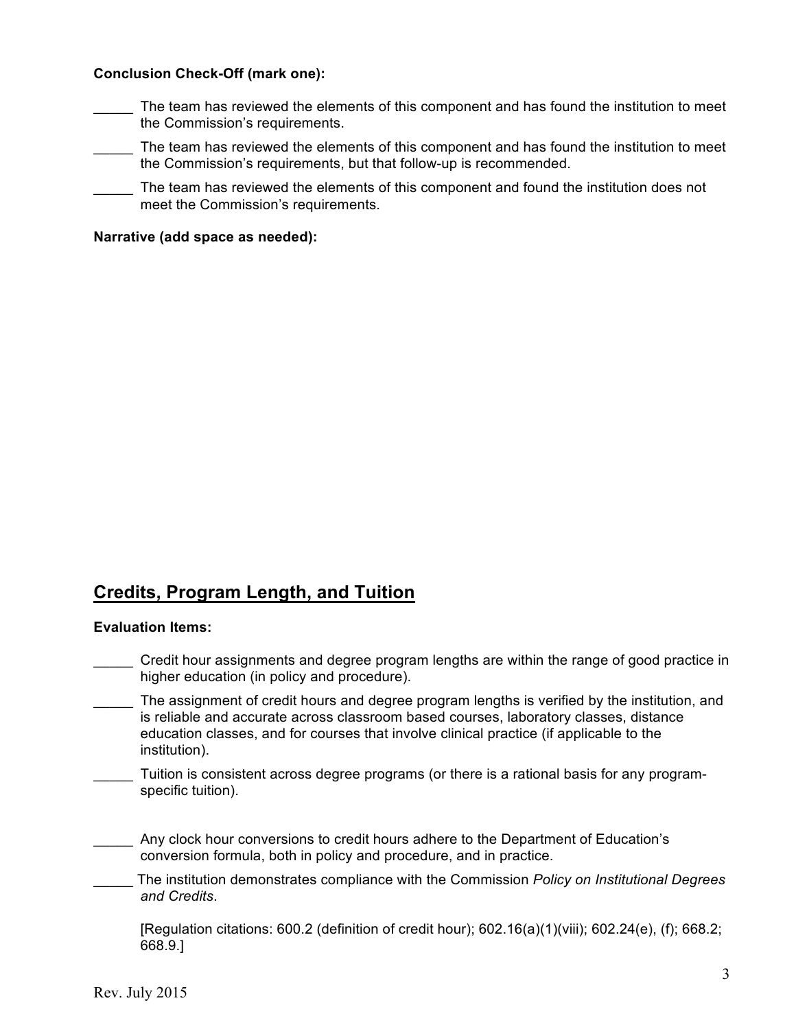**Conclusion Check-Off (mark one):**

_____ The team has reviewed the elements of this component and has found the institution to meet the Commission's requirements.

_____ The team has reviewed the elements of this component and has found the institution to meet the Commission's requirements, but that follow-up is recommended.

_____ The team has reviewed the elements of this component and found the institution does not meet the Commission's requirements.

**Narrative (add space as needed):**

## Credits, Program Length, and Tuition

**Evaluation Items:**

_____ Credit hour assignments and degree program lengths are within the range of good practice in higher education (in policy and procedure).

_____ The assignment of credit hours and degree program lengths is verified by the institution, and is reliable and accurate across classroom based courses, laboratory classes, distance education classes, and for courses that involve clinical practice (if applicable to the institution).

_____ Tuition is consistent across degree programs (or there is a rational basis for any program-specific tuition).

_____ Any clock hour conversions to credit hours adhere to the Department of Education's conversion formula, both in policy and procedure, and in practice.

_____ The institution demonstrates compliance with the Commission *Policy on Institutional Degrees and Credits*.

[Regulation citations: 600.2 (definition of credit hour); 602.16(a)(1)(viii); 602.24(e), (f); 668.2; 668.9.]

Rev. July 2015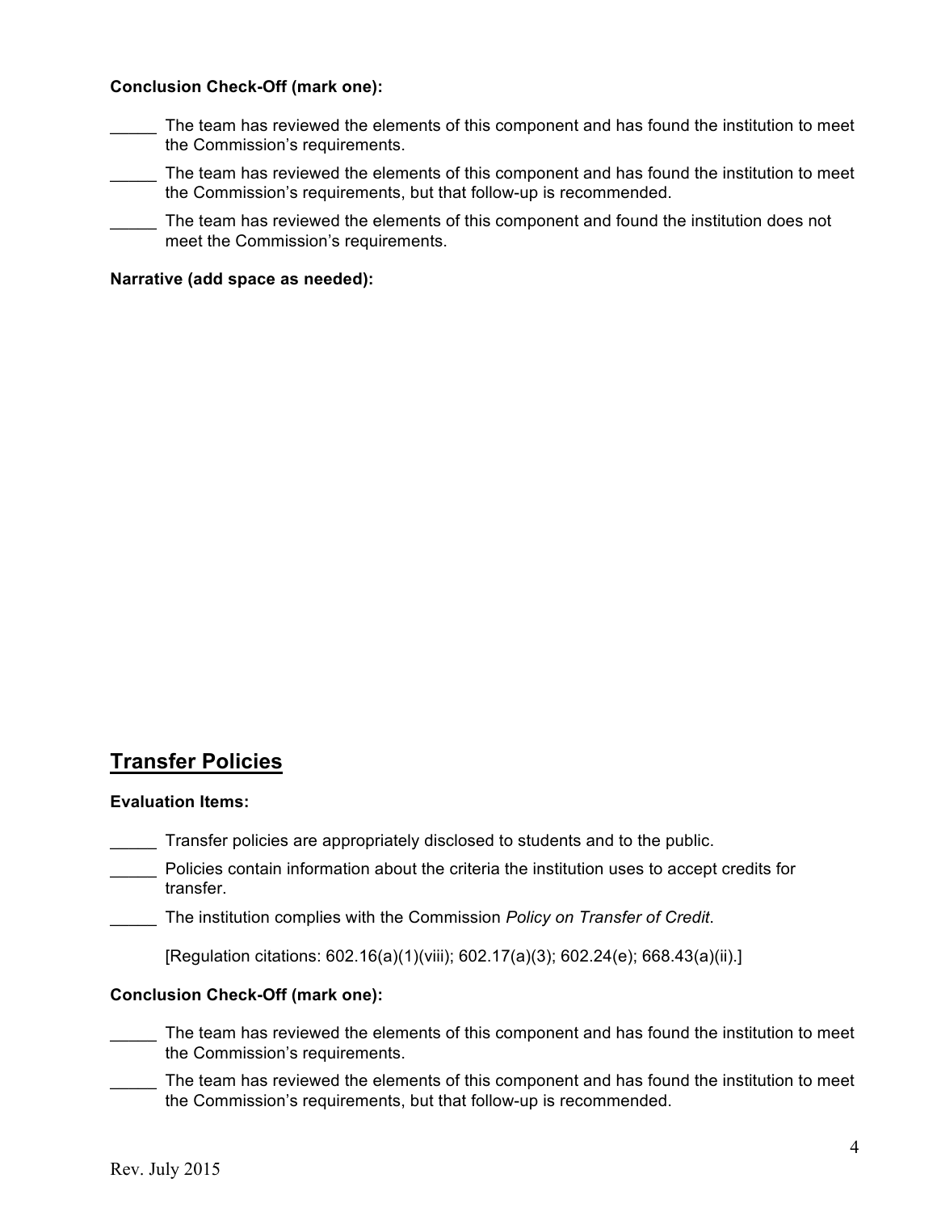**Conclusion Check-Off (mark one):**

_____ The team has reviewed the elements of this component and has found the institution to meet the Commission's requirements.

_____ The team has reviewed the elements of this component and has found the institution to meet the Commission's requirements, but that follow-up is recommended.

_____ The team has reviewed the elements of this component and found the institution does not meet the Commission's requirements.

**Narrative (add space as needed):**

## Transfer Policies

**Evaluation Items:**

_____ Transfer policies are appropriately disclosed to students and to the public.

_____ Policies contain information about the criteria the institution uses to accept credits for transfer.

_____ The institution complies with the Commission *Policy on Transfer of Credit*.

[Regulation citations: 602.16(a)(1)(viii); 602.17(a)(3); 602.24(e); 668.43(a)(ii).]

**Conclusion Check-Off (mark one):**

_____ The team has reviewed the elements of this component and has found the institution to meet the Commission's requirements.

_____ The team has reviewed the elements of this component and has found the institution to meet the Commission's requirements, but that follow-up is recommended.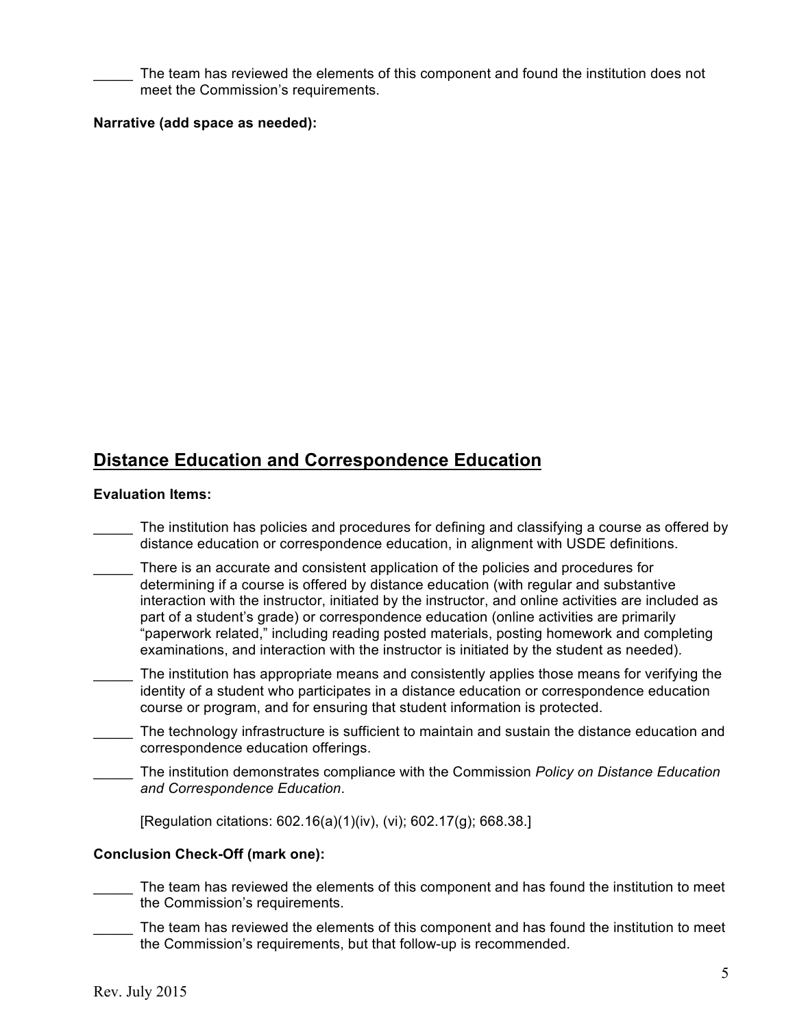_____ The team has reviewed the elements of this component and found the institution does not meet the Commission's requirements.

**Narrative (add space as needed):**

## Distance Education and Correspondence Education

**Evaluation Items:**

_____ The institution has policies and procedures for defining and classifying a course as offered by distance education or correspondence education, in alignment with USDE definitions.

_____ There is an accurate and consistent application of the policies and procedures for determining if a course is offered by distance education (with regular and substantive interaction with the instructor, initiated by the instructor, and online activities are included as part of a student's grade) or correspondence education (online activities are primarily "paperwork related," including reading posted materials, posting homework and completing examinations, and interaction with the instructor is initiated by the student as needed).

_____ The institution has appropriate means and consistently applies those means for verifying the identity of a student who participates in a distance education or correspondence education course or program, and for ensuring that student information is protected.

_____ The technology infrastructure is sufficient to maintain and sustain the distance education and correspondence education offerings.

_____ The institution demonstrates compliance with the Commission *Policy on Distance Education and Correspondence Education*.

[Regulation citations: 602.16(a)(1)(iv), (vi); 602.17(g); 668.38.]

**Conclusion Check-Off (mark one):**

_____ The team has reviewed the elements of this component and has found the institution to meet the Commission's requirements.

_____ The team has reviewed the elements of this component and has found the institution to meet the Commission's requirements, but that follow-up is recommended.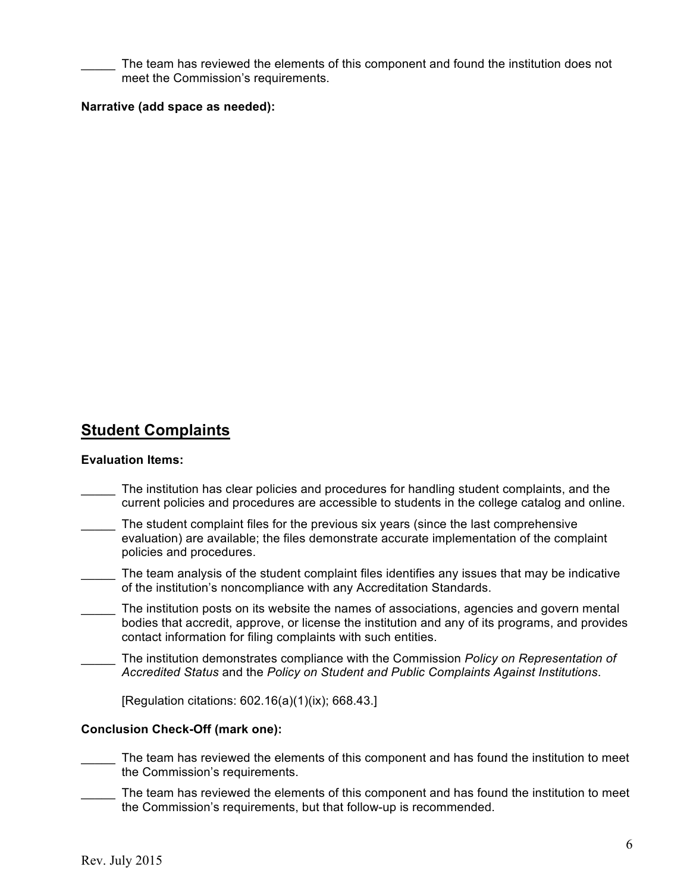_____ The team has reviewed the elements of this component and found the institution does not meet the Commission's requirements.

**Narrative (add space as needed):**

## Student Complaints

**Evaluation Items:**

_____ The institution has clear policies and procedures for handling student complaints, and the current policies and procedures are accessible to students in the college catalog and online.

_____ The student complaint files for the previous six years (since the last comprehensive evaluation) are available; the files demonstrate accurate implementation of the complaint policies and procedures.

_____ The team analysis of the student complaint files identifies any issues that may be indicative of the institution's noncompliance with any Accreditation Standards.

_____ The institution posts on its website the names of associations, agencies and govern mental bodies that accredit, approve, or license the institution and any of its programs, and provides contact information for filing complaints with such entities.

_____ The institution demonstrates compliance with the Commission *Policy on Representation of Accredited Status* and the *Policy on Student and Public Complaints Against Institutions*.

[Regulation citations: 602.16(a)(1)(ix); 668.43.]

**Conclusion Check-Off (mark one):**

_____ The team has reviewed the elements of this component and has found the institution to meet the Commission's requirements.

_____ The team has reviewed the elements of this component and has found the institution to meet the Commission's requirements, but that follow-up is recommended.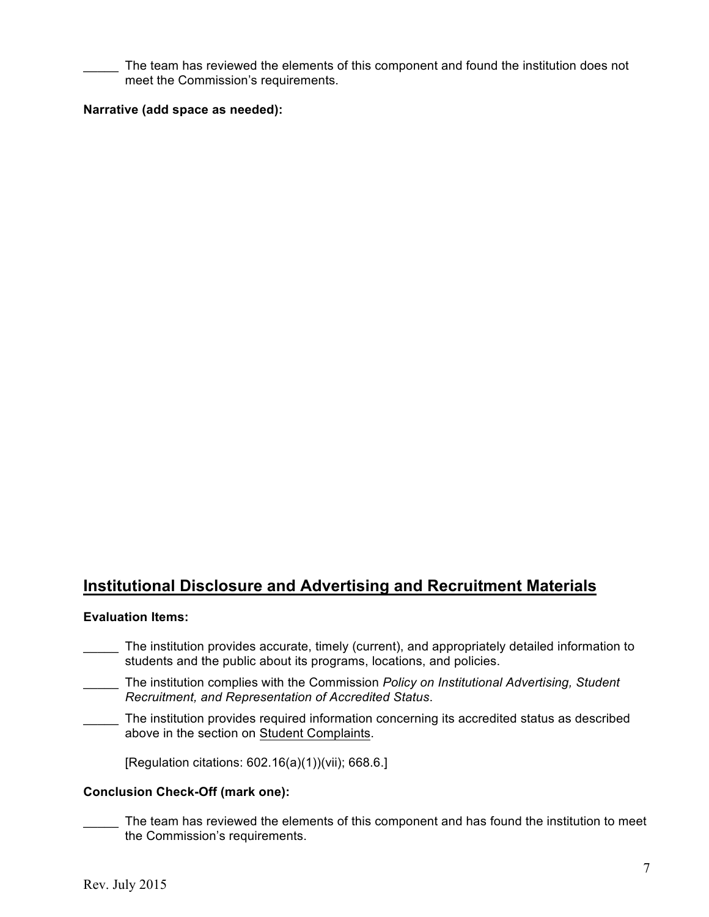_____ The team has reviewed the elements of this component and found the institution does not meet the Commission's requirements.

**Narrative (add space as needed):**

## Institutional Disclosure and Advertising and Recruitment Materials

**Evaluation Items:**

_____ The institution provides accurate, timely (current), and appropriately detailed information to students and the public about its programs, locations, and policies.

_____ The institution complies with the Commission *Policy on Institutional Advertising, Student Recruitment, and Representation of Accredited Status*.

_____ The institution provides required information concerning its accredited status as described above in the section on Student Complaints.

[Regulation citations: 602.16(a)(1))(vii); 668.6.]

**Conclusion Check-Off (mark one):**

_____ The team has reviewed the elements of this component and has found the institution to meet the Commission's requirements.

Rev. July 2015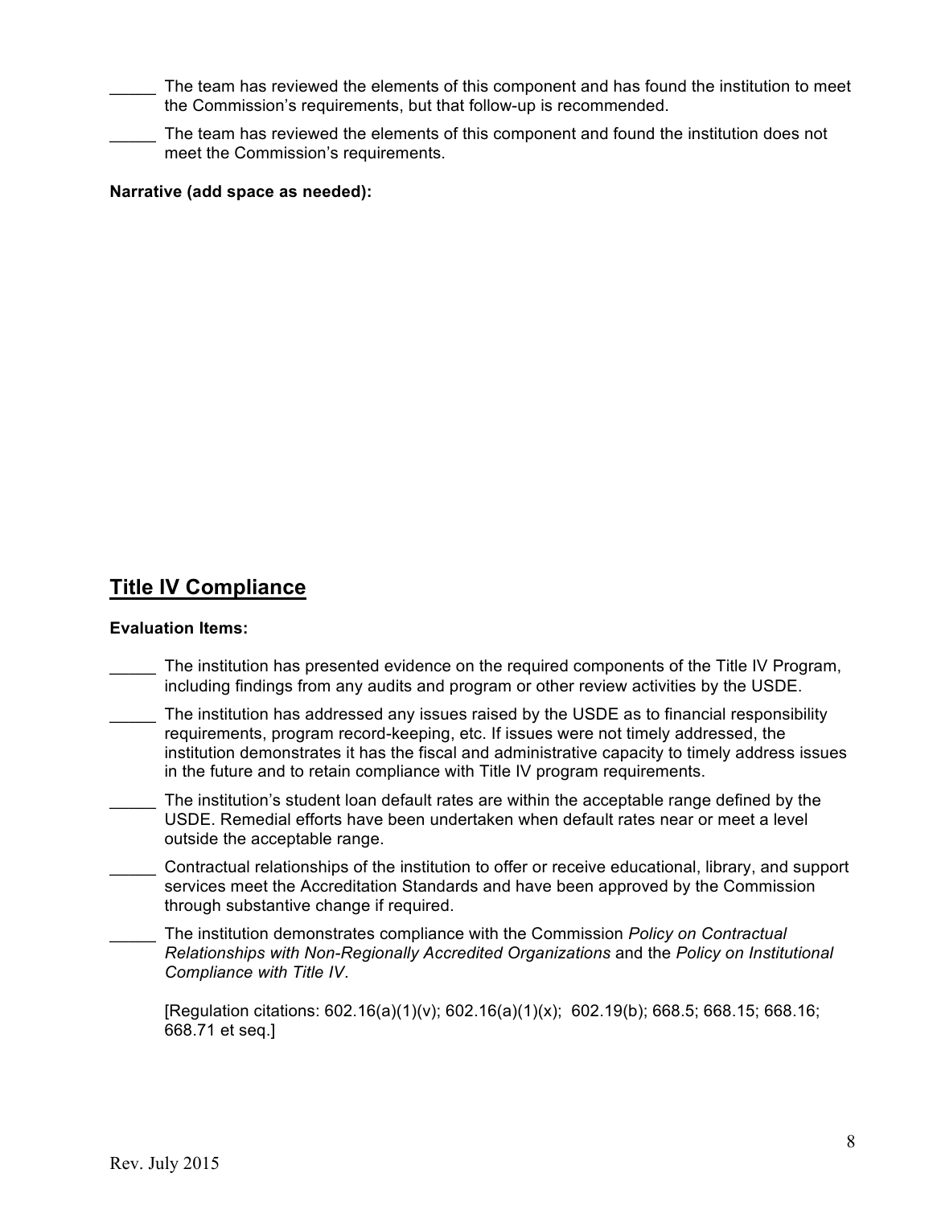_____ The team has reviewed the elements of this component and has found the institution to meet the Commission's requirements, but that follow-up is recommended.

_____ The team has reviewed the elements of this component and found the institution does not meet the Commission's requirements.

**Narrative (add space as needed):**

## Title IV Compliance

**Evaluation Items:**

_____ The institution has presented evidence on the required components of the Title IV Program, including findings from any audits and program or other review activities by the USDE.

_____ The institution has addressed any issues raised by the USDE as to financial responsibility requirements, program record-keeping, etc. If issues were not timely addressed, the institution demonstrates it has the fiscal and administrative capacity to timely address issues in the future and to retain compliance with Title IV program requirements.

_____ The institution's student loan default rates are within the acceptable range defined by the USDE. Remedial efforts have been undertaken when default rates near or meet a level outside the acceptable range.

_____ Contractual relationships of the institution to offer or receive educational, library, and support services meet the Accreditation Standards and have been approved by the Commission through substantive change if required.

_____ The institution demonstrates compliance with the Commission *Policy on Contractual Relationships with Non-Regionally Accredited Organizations* and the *Policy on Institutional Compliance with Title IV*.

[Regulation citations: 602.16(a)(1)(v); 602.16(a)(1)(x); 602.19(b); 668.5; 668.15; 668.16; 668.71 et seq.]

Rev. July 2015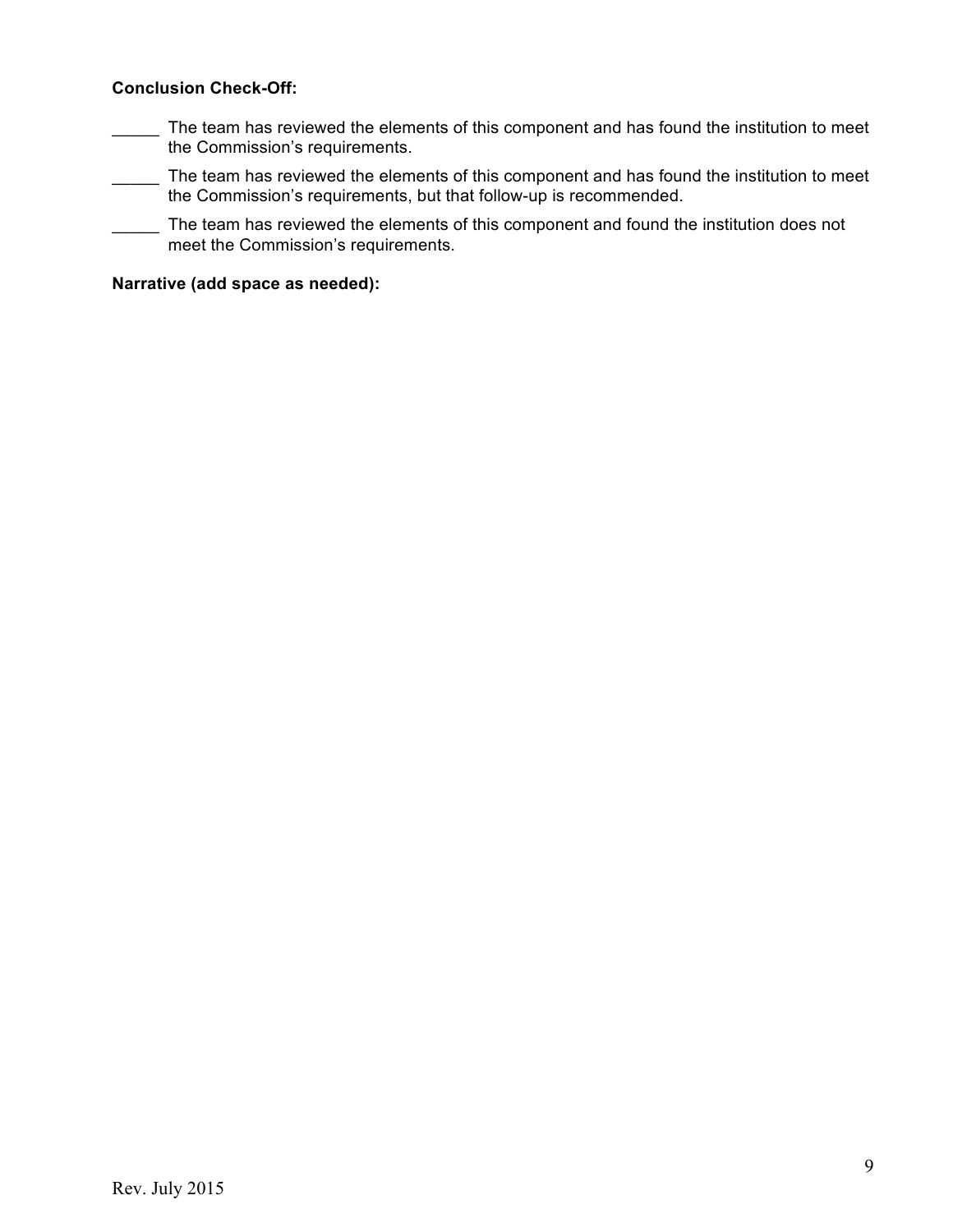**Conclusion Check-Off:**

_____ The team has reviewed the elements of this component and has found the institution to meet the Commission's requirements.

_____ The team has reviewed the elements of this component and has found the institution to meet the Commission's requirements, but that follow-up is recommended.

_____ The team has reviewed the elements of this component and found the institution does not meet the Commission's requirements.

**Narrative (add space as needed):**

Rev. July 2015